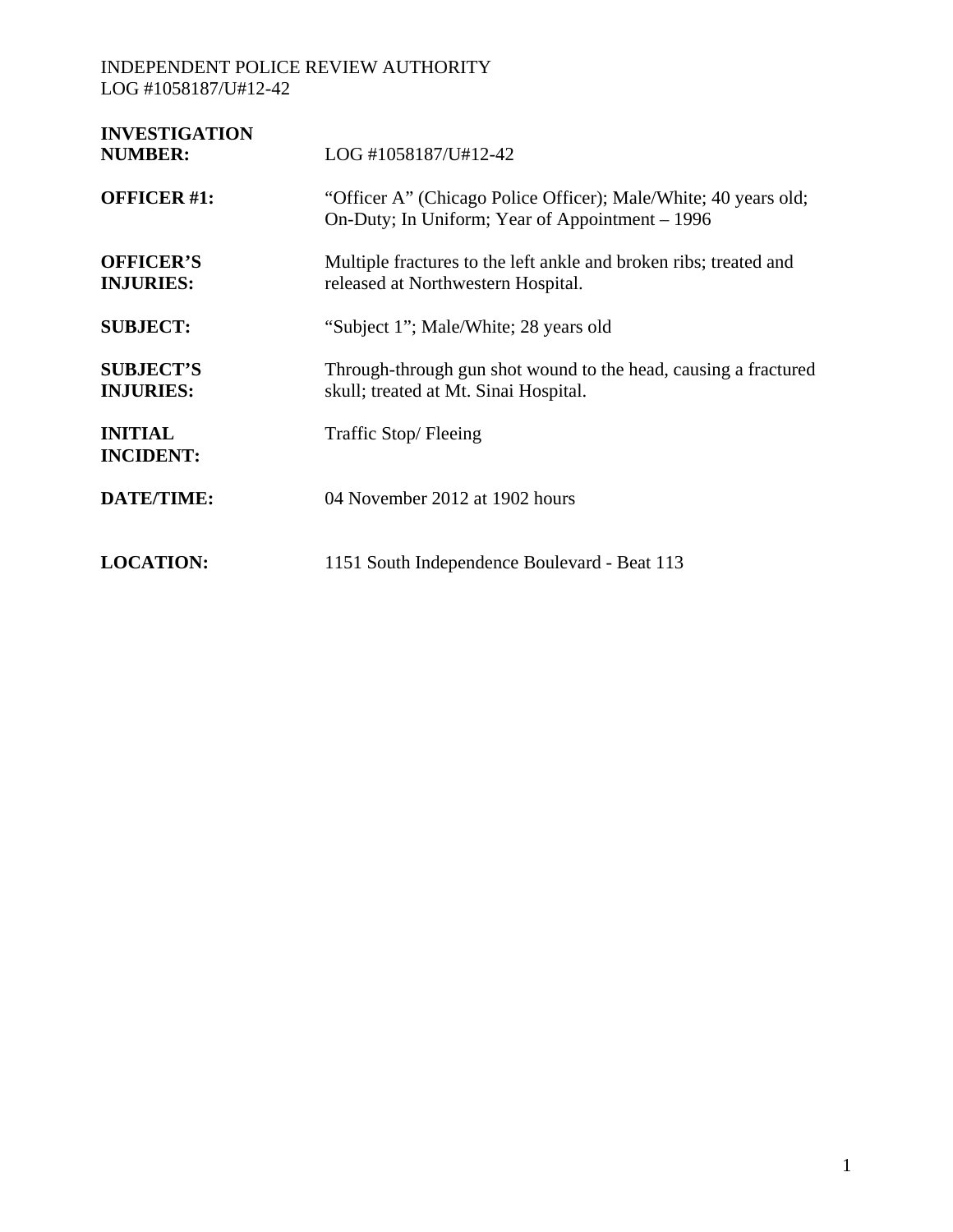| | |
|---|---|
| **INVESTIGATION NUMBER:** | LOG #1058187/U#12-42 |
| **OFFICER #1:** | "Officer A" (Chicago Police Officer); Male/White; 40 years old; On-Duty; In Uniform; Year of Appointment – 1996 |
| **OFFICER'S INJURIES:** | Multiple fractures to the left ankle and broken ribs; treated and released at Northwestern Hospital. |
| **SUBJECT:** | "Subject 1"; Male/White; 28 years old |
| **SUBJECT'S INJURIES:** | Through-through gun shot wound to the head, causing a fractured skull; treated at Mt. Sinai Hospital. |
| **INITIAL INCIDENT:** | Traffic Stop/ Fleeing |
| **DATE/TIME:** | 04 November 2012 at 1902 hours |
| **LOCATION:** | 1151 South Independence Boulevard - Beat 113 |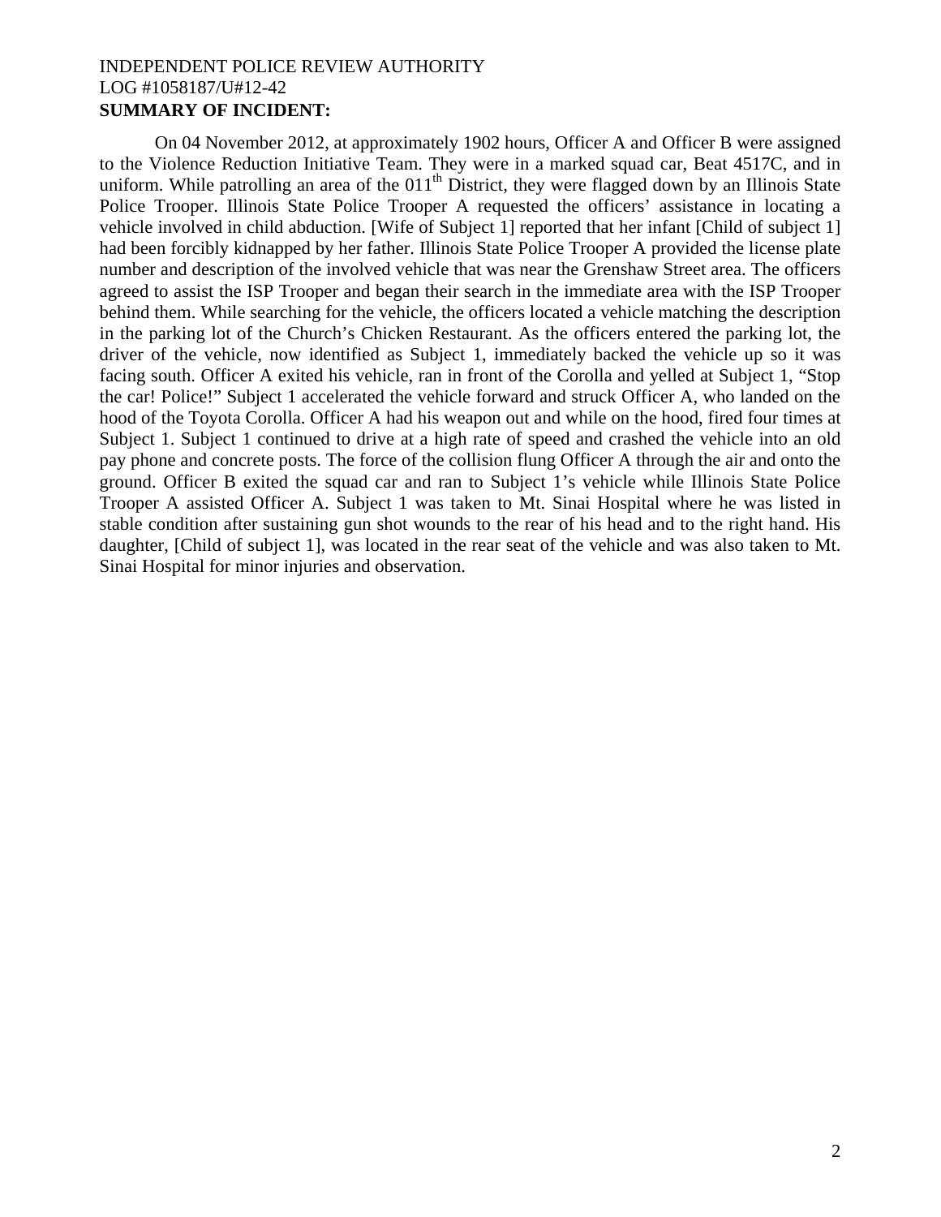INDEPENDENT POLICE REVIEW AUTHORITY
LOG #1058187/U#12-42

**SUMMARY OF INCIDENT:**

On 04 November 2012, at approximately 1902 hours, Officer A and Officer B were assigned to the Violence Reduction Initiative Team. They were in a marked squad car, Beat 4517C, and in uniform. While patrolling an area of the 011th District, they were flagged down by an Illinois State Police Trooper. Illinois State Police Trooper A requested the officers' assistance in locating a vehicle involved in child abduction. [Wife of Subject 1] reported that her infant [Child of subject 1] had been forcibly kidnapped by her father. Illinois State Police Trooper A provided the license plate number and description of the involved vehicle that was near the Grenshaw Street area. The officers agreed to assist the ISP Trooper and began their search in the immediate area with the ISP Trooper behind them. While searching for the vehicle, the officers located a vehicle matching the description in the parking lot of the Church's Chicken Restaurant. As the officers entered the parking lot, the driver of the vehicle, now identified as Subject 1, immediately backed the vehicle up so it was facing south. Officer A exited his vehicle, ran in front of the Corolla and yelled at Subject 1, "Stop the car! Police!" Subject 1 accelerated the vehicle forward and struck Officer A, who landed on the hood of the Toyota Corolla. Officer A had his weapon out and while on the hood, fired four times at Subject 1. Subject 1 continued to drive at a high rate of speed and crashed the vehicle into an old pay phone and concrete posts. The force of the collision flung Officer A through the air and onto the ground. Officer B exited the squad car and ran to Subject 1's vehicle while Illinois State Police Trooper A assisted Officer A. Subject 1 was taken to Mt. Sinai Hospital where he was listed in stable condition after sustaining gun shot wounds to the rear of his head and to the right hand. His daughter, [Child of subject 1], was located in the rear seat of the vehicle and was also taken to Mt. Sinai Hospital for minor injuries and observation.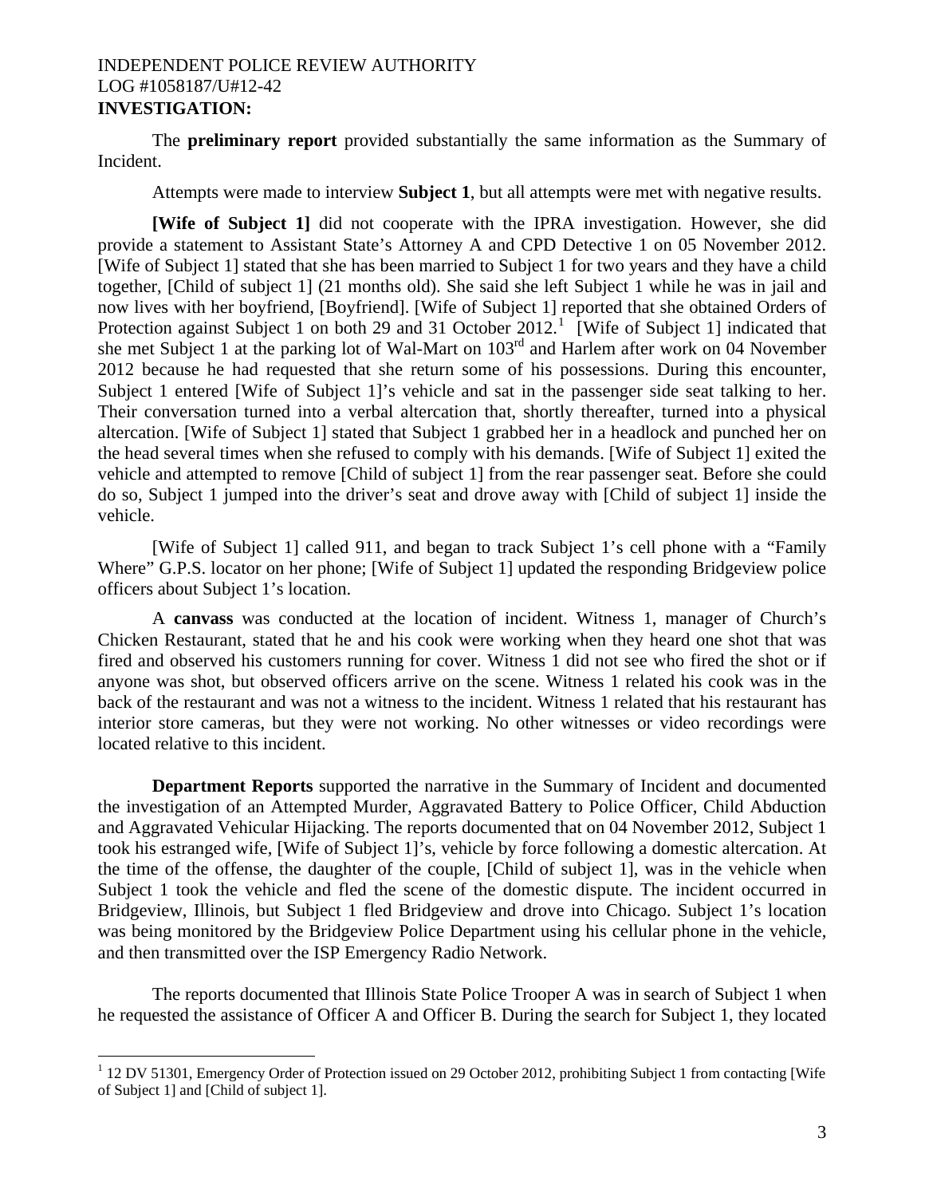INDEPENDENT POLICE REVIEW AUTHORITY
LOG #1058187/U#12-42

**INVESTIGATION:**

The **preliminary report** provided substantially the same information as the Summary of Incident.

Attempts were made to interview **Subject 1**, but all attempts were met with negative results.

**[Wife of Subject 1]** did not cooperate with the IPRA investigation. However, she did provide a statement to Assistant State's Attorney A and CPD Detective 1 on 05 November 2012. [Wife of Subject 1] stated that she has been married to Subject 1 for two years and they have a child together, [Child of subject 1] (21 months old). She said she left Subject 1 while he was in jail and now lives with her boyfriend, [Boyfriend]. [Wife of Subject 1] reported that she obtained Orders of Protection against Subject 1 on both 29 and 31 October 2012.[1] [Wife of Subject 1] indicated that she met Subject 1 at the parking lot of Wal-Mart on 103rd and Harlem after work on 04 November 2012 because he had requested that she return some of his possessions. During this encounter, Subject 1 entered [Wife of Subject 1]'s vehicle and sat in the passenger side seat talking to her. Their conversation turned into a verbal altercation that, shortly thereafter, turned into a physical altercation. [Wife of Subject 1] stated that Subject 1 grabbed her in a headlock and punched her on the head several times when she refused to comply with his demands. [Wife of Subject 1] exited the vehicle and attempted to remove [Child of subject 1] from the rear passenger seat. Before she could do so, Subject 1 jumped into the driver's seat and drove away with [Child of subject 1] inside the vehicle.

[Wife of Subject 1] called 911, and began to track Subject 1's cell phone with a "Family Where" G.P.S. locator on her phone; [Wife of Subject 1] updated the responding Bridgeview police officers about Subject 1's location.

A **canvass** was conducted at the location of incident. Witness 1, manager of Church's Chicken Restaurant, stated that he and his cook were working when they heard one shot that was fired and observed his customers running for cover. Witness 1 did not see who fired the shot or if anyone was shot, but observed officers arrive on the scene. Witness 1 related his cook was in the back of the restaurant and was not a witness to the incident. Witness 1 related that his restaurant has interior store cameras, but they were not working. No other witnesses or video recordings were located relative to this incident.

**Department Reports** supported the narrative in the Summary of Incident and documented the investigation of an Attempted Murder, Aggravated Battery to Police Officer, Child Abduction and Aggravated Vehicular Hijacking. The reports documented that on 04 November 2012, Subject 1 took his estranged wife, [Wife of Subject 1]'s, vehicle by force following a domestic altercation. At the time of the offense, the daughter of the couple, [Child of subject 1], was in the vehicle when Subject 1 took the vehicle and fled the scene of the domestic dispute. The incident occurred in Bridgeview, Illinois, but Subject 1 fled Bridgeview and drove into Chicago. Subject 1's location was being monitored by the Bridgeview Police Department using his cellular phone in the vehicle, and then transmitted over the ISP Emergency Radio Network.

The reports documented that Illinois State Police Trooper A was in search of Subject 1 when he requested the assistance of Officer A and Officer B. During the search for Subject 1, they located

[1] 12 DV 51301, Emergency Order of Protection issued on 29 October 2012, prohibiting Subject 1 from contacting [Wife of Subject 1] and [Child of subject 1].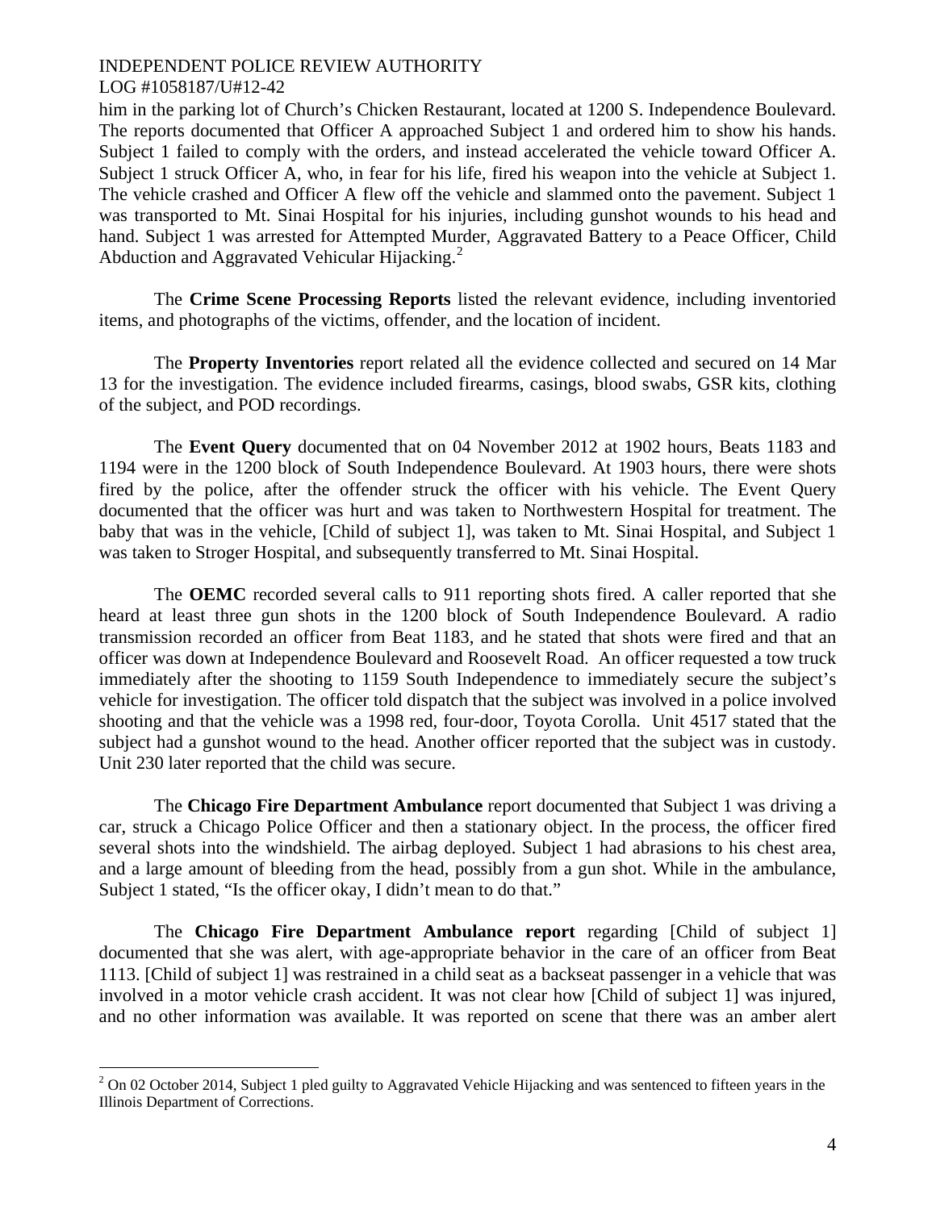him in the parking lot of Church's Chicken Restaurant, located at 1200 S. Independence Boulevard. The reports documented that Officer A approached Subject 1 and ordered him to show his hands. Subject 1 failed to comply with the orders, and instead accelerated the vehicle toward Officer A. Subject 1 struck Officer A, who, in fear for his life, fired his weapon into the vehicle at Subject 1. The vehicle crashed and Officer A flew off the vehicle and slammed onto the pavement. Subject 1 was transported to Mt. Sinai Hospital for his injuries, including gunshot wounds to his head and hand. Subject 1 was arrested for Attempted Murder, Aggravated Battery to a Peace Officer, Child Abduction and Aggravated Vehicular Hijacking.[2]

The **Crime Scene Processing Reports** listed the relevant evidence, including inventoried items, and photographs of the victims, offender, and the location of incident.

The **Property Inventories** report related all the evidence collected and secured on 14 Mar 13 for the investigation. The evidence included firearms, casings, blood swabs, GSR kits, clothing of the subject, and POD recordings.

The **Event Query** documented that on 04 November 2012 at 1902 hours, Beats 1183 and 1194 were in the 1200 block of South Independence Boulevard. At 1903 hours, there were shots fired by the police, after the offender struck the officer with his vehicle. The Event Query documented that the officer was hurt and was taken to Northwestern Hospital for treatment. The baby that was in the vehicle, [Child of subject 1], was taken to Mt. Sinai Hospital, and Subject 1 was taken to Stroger Hospital, and subsequently transferred to Mt. Sinai Hospital.

The **OEMC** recorded several calls to 911 reporting shots fired. A caller reported that she heard at least three gun shots in the 1200 block of South Independence Boulevard. A radio transmission recorded an officer from Beat 1183, and he stated that shots were fired and that an officer was down at Independence Boulevard and Roosevelt Road. An officer requested a tow truck immediately after the shooting to 1159 South Independence to immediately secure the subject's vehicle for investigation. The officer told dispatch that the subject was involved in a police involved shooting and that the vehicle was a 1998 red, four-door, Toyota Corolla. Unit 4517 stated that the subject had a gunshot wound to the head. Another officer reported that the subject was in custody. Unit 230 later reported that the child was secure.

The **Chicago Fire Department Ambulance** report documented that Subject 1 was driving a car, struck a Chicago Police Officer and then a stationary object. In the process, the officer fired several shots into the windshield. The airbag deployed. Subject 1 had abrasions to his chest area, and a large amount of bleeding from the head, possibly from a gun shot. While in the ambulance, Subject 1 stated, "Is the officer okay, I didn't mean to do that."

The **Chicago Fire Department Ambulance report** regarding [Child of subject 1] documented that she was alert, with age-appropriate behavior in the care of an officer from Beat 1113. [Child of subject 1] was restrained in a child seat as a backseat passenger in a vehicle that was involved in a motor vehicle crash accident. It was not clear how [Child of subject 1] was injured, and no other information was available. It was reported on scene that there was an amber alert

[2] On 02 October 2014, Subject 1 pled guilty to Aggravated Vehicle Hijacking and was sentenced to fifteen years in the Illinois Department of Corrections.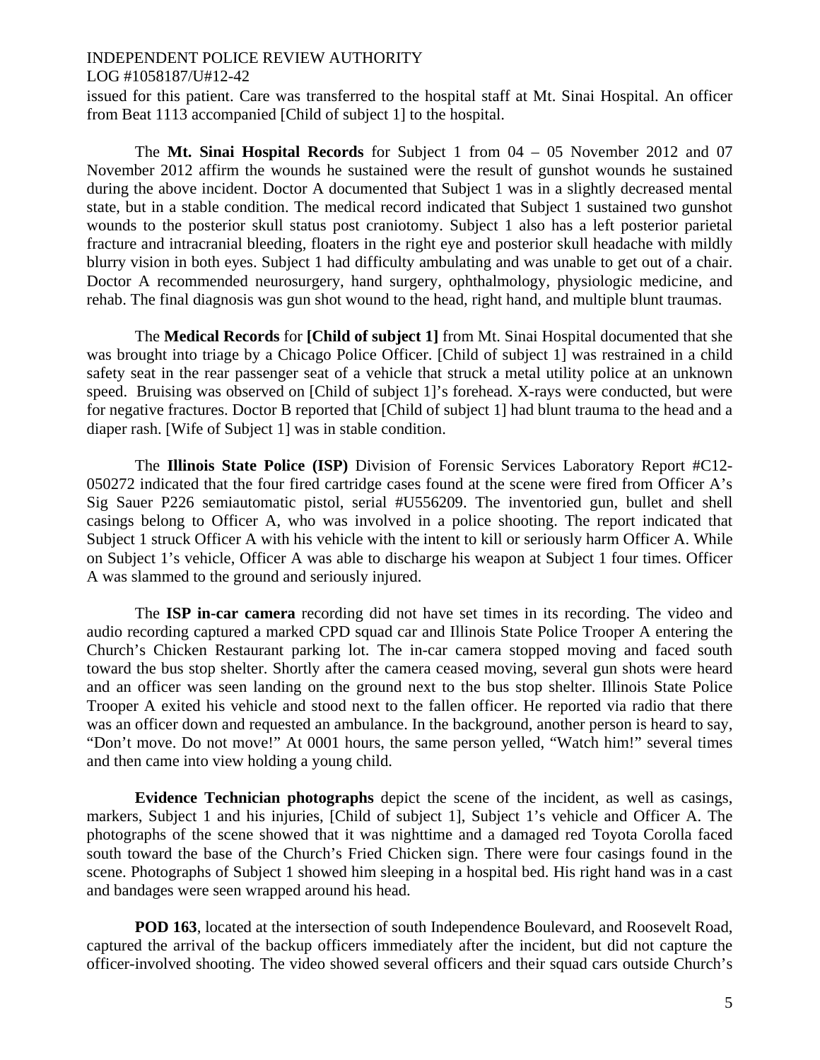issued for this patient. Care was transferred to the hospital staff at Mt. Sinai Hospital. An officer from Beat 1113 accompanied [Child of subject 1] to the hospital.

The **Mt. Sinai Hospital Records** for Subject 1 from 04 – 05 November 2012 and 07 November 2012 affirm the wounds he sustained were the result of gunshot wounds he sustained during the above incident. Doctor A documented that Subject 1 was in a slightly decreased mental state, but in a stable condition. The medical record indicated that Subject 1 sustained two gunshot wounds to the posterior skull status post craniotomy. Subject 1 also has a left posterior parietal fracture and intracranial bleeding, floaters in the right eye and posterior skull headache with mildly blurry vision in both eyes. Subject 1 had difficulty ambulating and was unable to get out of a chair. Doctor A recommended neurosurgery, hand surgery, ophthalmology, physiologic medicine, and rehab. The final diagnosis was gun shot wound to the head, right hand, and multiple blunt traumas.

The **Medical Records** for **[Child of subject 1]** from Mt. Sinai Hospital documented that she was brought into triage by a Chicago Police Officer. [Child of subject 1] was restrained in a child safety seat in the rear passenger seat of a vehicle that struck a metal utility police at an unknown speed. Bruising was observed on [Child of subject 1]'s forehead. X-rays were conducted, but were for negative fractures. Doctor B reported that [Child of subject 1] had blunt trauma to the head and a diaper rash. [Wife of Subject 1] was in stable condition.

The **Illinois State Police (ISP)** Division of Forensic Services Laboratory Report #C12-050272 indicated that the four fired cartridge cases found at the scene were fired from Officer A's Sig Sauer P226 semiautomatic pistol, serial #U556209. The inventoried gun, bullet and shell casings belong to Officer A, who was involved in a police shooting. The report indicated that Subject 1 struck Officer A with his vehicle with the intent to kill or seriously harm Officer A. While on Subject 1's vehicle, Officer A was able to discharge his weapon at Subject 1 four times. Officer A was slammed to the ground and seriously injured.

The **ISP in-car camera** recording did not have set times in its recording. The video and audio recording captured a marked CPD squad car and Illinois State Police Trooper A entering the Church's Chicken Restaurant parking lot. The in-car camera stopped moving and faced south toward the bus stop shelter. Shortly after the camera ceased moving, several gun shots were heard and an officer was seen landing on the ground next to the bus stop shelter. Illinois State Police Trooper A exited his vehicle and stood next to the fallen officer. He reported via radio that there was an officer down and requested an ambulance. In the background, another person is heard to say, "Don't move. Do not move!" At 0001 hours, the same person yelled, "Watch him!" several times and then came into view holding a young child.

**Evidence Technician photographs** depict the scene of the incident, as well as casings, markers, Subject 1 and his injuries, [Child of subject 1], Subject 1's vehicle and Officer A. The photographs of the scene showed that it was nighttime and a damaged red Toyota Corolla faced south toward the base of the Church's Fried Chicken sign. There were four casings found in the scene. Photographs of Subject 1 showed him sleeping in a hospital bed. His right hand was in a cast and bandages were seen wrapped around his head.

**POD 163**, located at the intersection of south Independence Boulevard, and Roosevelt Road, captured the arrival of the backup officers immediately after the incident, but did not capture the officer-involved shooting. The video showed several officers and their squad cars outside Church's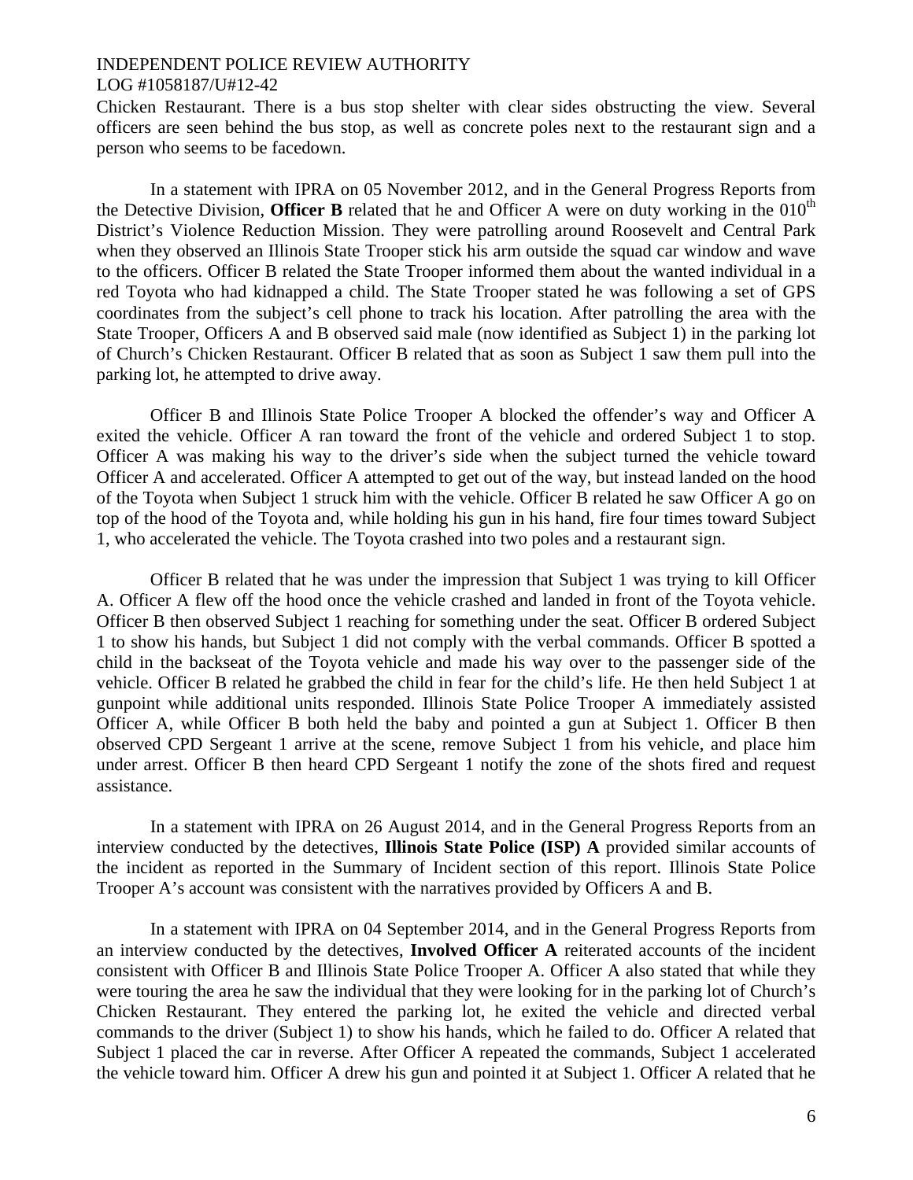Chicken Restaurant. There is a bus stop shelter with clear sides obstructing the view. Several officers are seen behind the bus stop, as well as concrete poles next to the restaurant sign and a person who seems to be facedown.

In a statement with IPRA on 05 November 2012, and in the General Progress Reports from the Detective Division, **Officer B** related that he and Officer A were on duty working in the 010th District's Violence Reduction Mission. They were patrolling around Roosevelt and Central Park when they observed an Illinois State Trooper stick his arm outside the squad car window and wave to the officers. Officer B related the State Trooper informed them about the wanted individual in a red Toyota who had kidnapped a child. The State Trooper stated he was following a set of GPS coordinates from the subject's cell phone to track his location. After patrolling the area with the State Trooper, Officers A and B observed said male (now identified as Subject 1) in the parking lot of Church's Chicken Restaurant. Officer B related that as soon as Subject 1 saw them pull into the parking lot, he attempted to drive away.

Officer B and Illinois State Police Trooper A blocked the offender's way and Officer A exited the vehicle. Officer A ran toward the front of the vehicle and ordered Subject 1 to stop. Officer A was making his way to the driver's side when the subject turned the vehicle toward Officer A and accelerated. Officer A attempted to get out of the way, but instead landed on the hood of the Toyota when Subject 1 struck him with the vehicle. Officer B related he saw Officer A go on top of the hood of the Toyota and, while holding his gun in his hand, fire four times toward Subject 1, who accelerated the vehicle. The Toyota crashed into two poles and a restaurant sign.

Officer B related that he was under the impression that Subject 1 was trying to kill Officer A. Officer A flew off the hood once the vehicle crashed and landed in front of the Toyota vehicle. Officer B then observed Subject 1 reaching for something under the seat. Officer B ordered Subject 1 to show his hands, but Subject 1 did not comply with the verbal commands. Officer B spotted a child in the backseat of the Toyota vehicle and made his way over to the passenger side of the vehicle. Officer B related he grabbed the child in fear for the child's life. He then held Subject 1 at gunpoint while additional units responded. Illinois State Police Trooper A immediately assisted Officer A, while Officer B both held the baby and pointed a gun at Subject 1. Officer B then observed CPD Sergeant 1 arrive at the scene, remove Subject 1 from his vehicle, and place him under arrest. Officer B then heard CPD Sergeant 1 notify the zone of the shots fired and request assistance.

In a statement with IPRA on 26 August 2014, and in the General Progress Reports from an interview conducted by the detectives, **Illinois State Police (ISP) A** provided similar accounts of the incident as reported in the Summary of Incident section of this report. Illinois State Police Trooper A's account was consistent with the narratives provided by Officers A and B.

In a statement with IPRA on 04 September 2014, and in the General Progress Reports from an interview conducted by the detectives, **Involved Officer A** reiterated accounts of the incident consistent with Officer B and Illinois State Police Trooper A. Officer A also stated that while they were touring the area he saw the individual that they were looking for in the parking lot of Church's Chicken Restaurant. They entered the parking lot, he exited the vehicle and directed verbal commands to the driver (Subject 1) to show his hands, which he failed to do. Officer A related that Subject 1 placed the car in reverse. After Officer A repeated the commands, Subject 1 accelerated the vehicle toward him. Officer A drew his gun and pointed it at Subject 1. Officer A related that he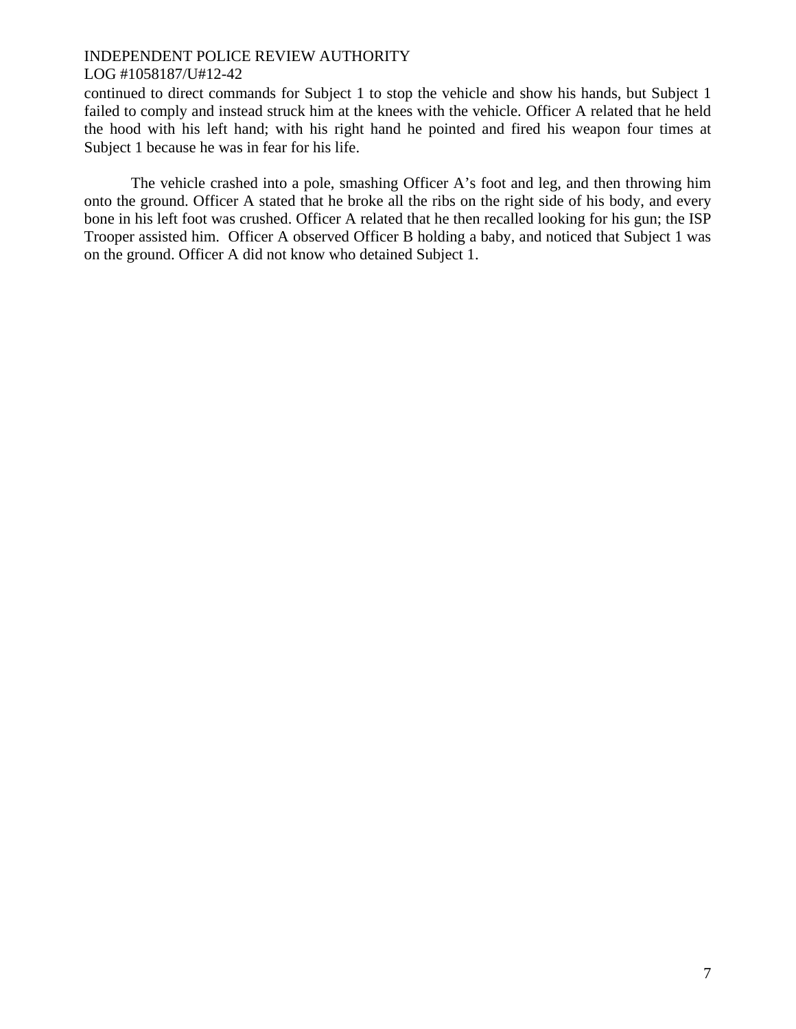continued to direct commands for Subject 1 to stop the vehicle and show his hands, but Subject 1 failed to comply and instead struck him at the knees with the vehicle. Officer A related that he held the hood with his left hand; with his right hand he pointed and fired his weapon four times at Subject 1 because he was in fear for his life.

The vehicle crashed into a pole, smashing Officer A's foot and leg, and then throwing him onto the ground. Officer A stated that he broke all the ribs on the right side of his body, and every bone in his left foot was crushed. Officer A related that he then recalled looking for his gun; the ISP Trooper assisted him. Officer A observed Officer B holding a baby, and noticed that Subject 1 was on the ground. Officer A did not know who detained Subject 1.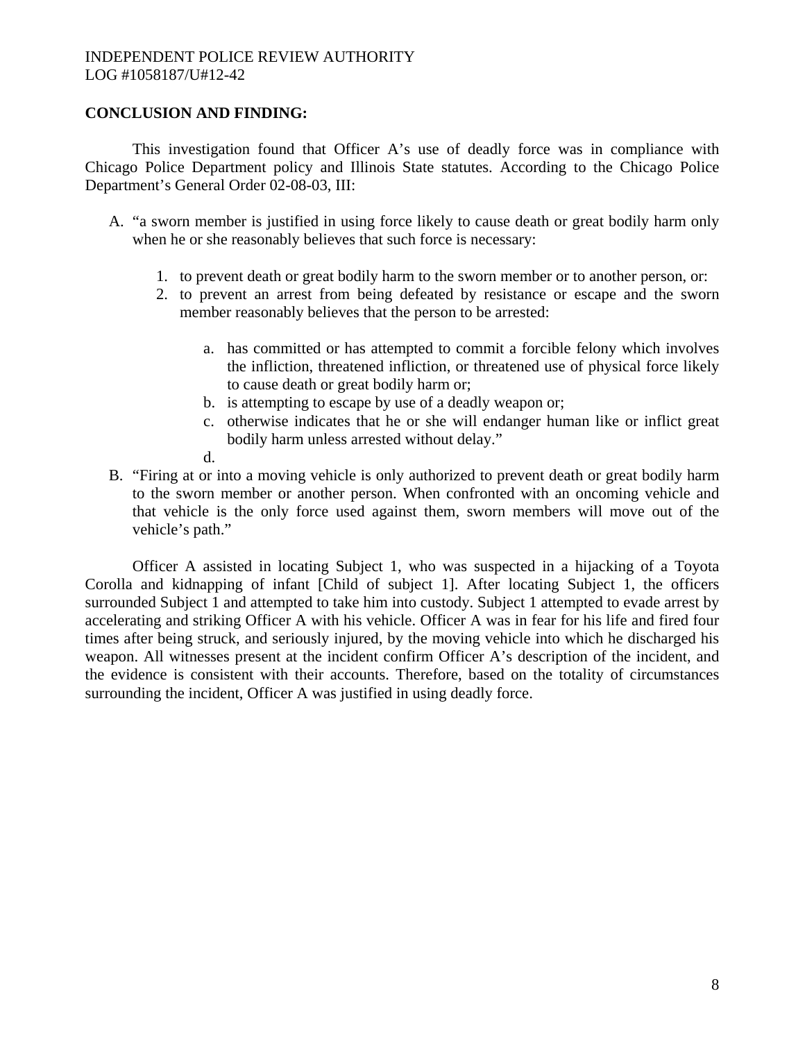INDEPENDENT POLICE REVIEW AUTHORITY
LOG #1058187/U#12-42

**CONCLUSION AND FINDING:**

This investigation found that Officer A's use of deadly force was in compliance with Chicago Police Department policy and Illinois State statutes. According to the Chicago Police Department's General Order 02-08-03, III:

A. "a sworn member is justified in using force likely to cause death or great bodily harm only when he or she reasonably believes that such force is necessary:

   1. to prevent death or great bodily harm to the sworn member or to another person, or:
   2. to prevent an arrest from being defeated by resistance or escape and the sworn member reasonably believes that the person to be arrested:

      a. has committed or has attempted to commit a forcible felony which involves the infliction, threatened infliction, or threatened use of physical force likely to cause death or great bodily harm or;
      b. is attempting to escape by use of a deadly weapon or;
      c. otherwise indicates that he or she will endanger human like or inflict great bodily harm unless arrested without delay."
      d.

B. "Firing at or into a moving vehicle is only authorized to prevent death or great bodily harm to the sworn member or another person. When confronted with an oncoming vehicle and that vehicle is the only force used against them, sworn members will move out of the vehicle's path."

Officer A assisted in locating Subject 1, who was suspected in a hijacking of a Toyota Corolla and kidnapping of infant [Child of subject 1]. After locating Subject 1, the officers surrounded Subject 1 and attempted to take him into custody. Subject 1 attempted to evade arrest by accelerating and striking Officer A with his vehicle. Officer A was in fear for his life and fired four times after being struck, and seriously injured, by the moving vehicle into which he discharged his weapon. All witnesses present at the incident confirm Officer A's description of the incident, and the evidence is consistent with their accounts. Therefore, based on the totality of circumstances surrounding the incident, Officer A was justified in using deadly force.